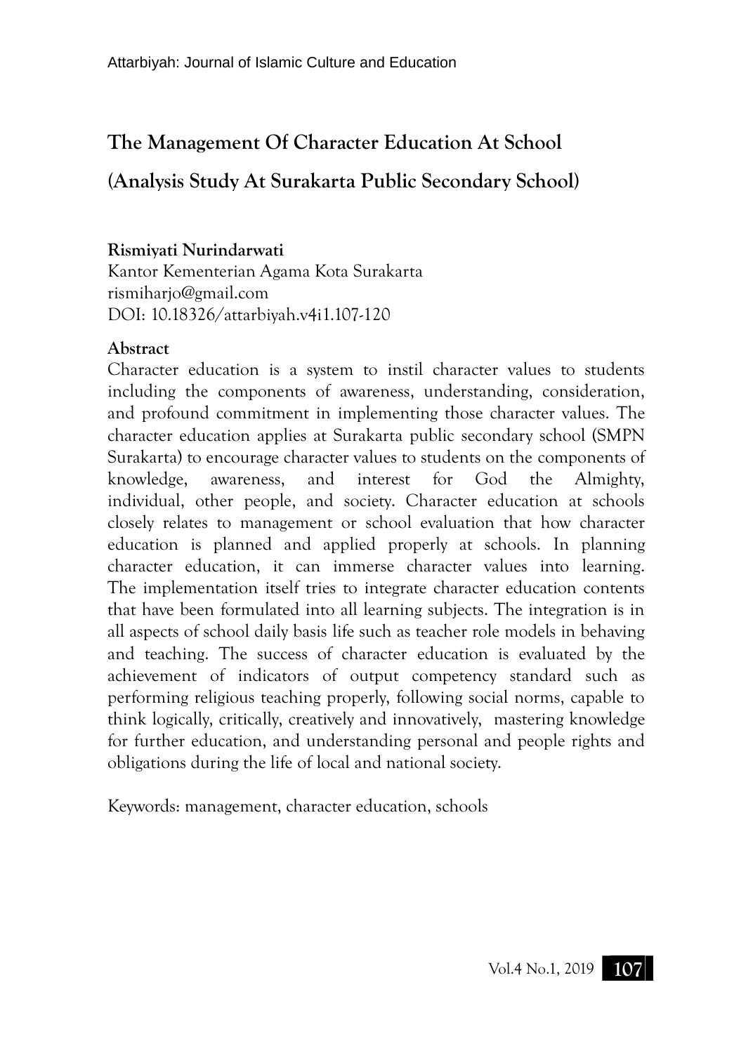# The Management Of Character Education At School

## (Analysis Study At Surakarta Public Secondary School)

**Rismiyati Nurindarwati**
Kantor Kementerian Agama Kota Surakarta
rismiharjo@gmail.com
DOI: 10.18326/attarbiyah.v4i1.107-120

**Abstract**

Character education is a system to instil character values to students including the components of awareness, understanding, consideration, and profound commitment in implementing those character values. The character education applies at Surakarta public secondary school (SMPN Surakarta) to encourage character values to students on the components of knowledge, awareness, and interest for God the Almighty, individual, other people, and society. Character education at schools closely relates to management or school evaluation that how character education is planned and applied properly at schools. In planning character education, it can immerse character values into learning. The implementation itself tries to integrate character education contents that have been formulated into all learning subjects. The integration is in all aspects of school daily basis life such as teacher role models in behaving and teaching. The success of character education is evaluated by the achievement of indicators of output competency standard such as performing religious teaching properly, following social norms, capable to think logically, critically, creatively and innovatively, mastering knowledge for further education, and understanding personal and people rights and obligations during the life of local and national society.

Keywords: management, character education, schools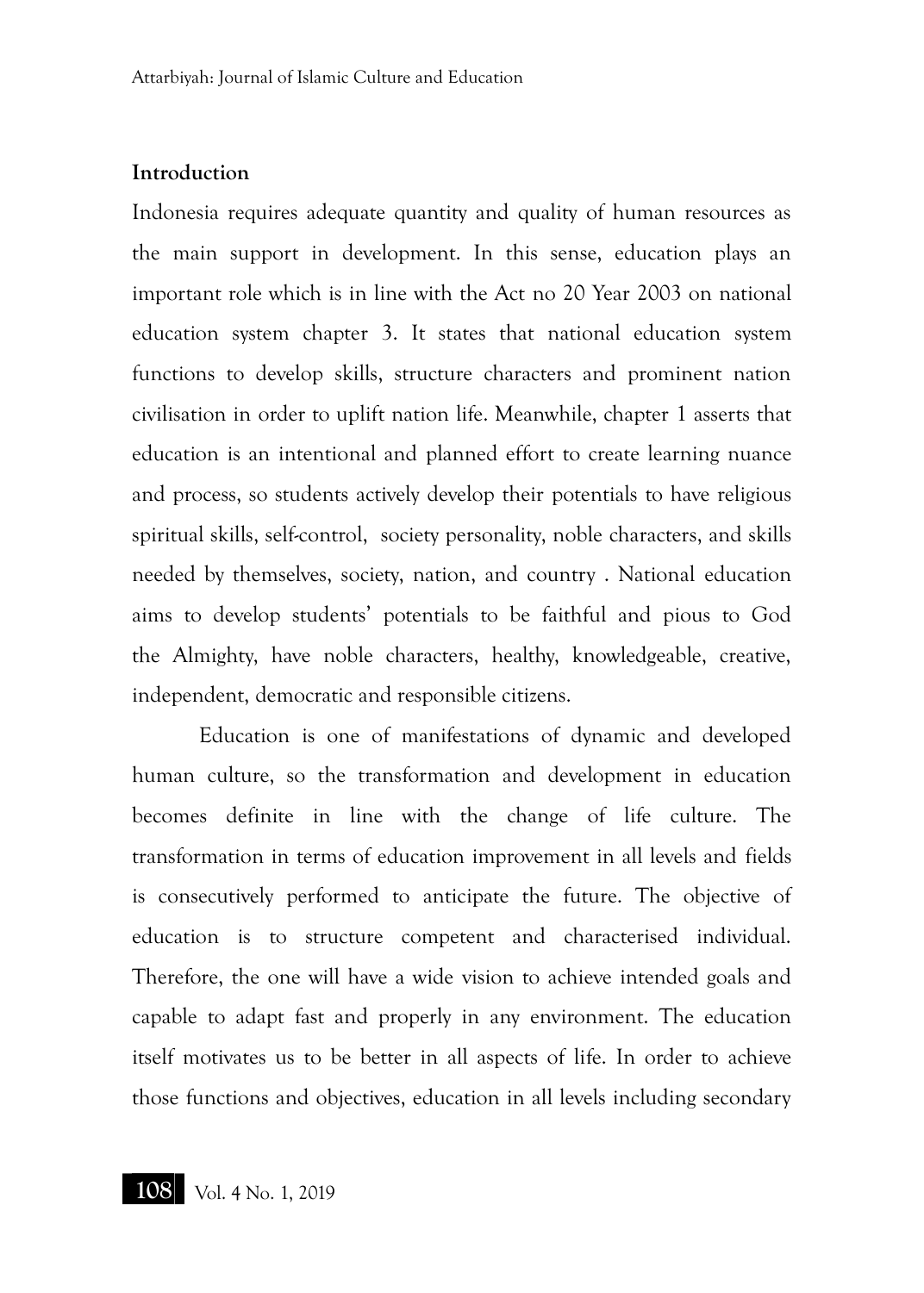## Introduction

Indonesia requires adequate quantity and quality of human resources as the main support in development. In this sense, education plays an important role which is in line with the Act no 20 Year 2003 on national education system chapter 3. It states that national education system functions to develop skills, structure characters and prominent nation civilisation in order to uplift nation life. Meanwhile, chapter 1 asserts that education is an intentional and planned effort to create learning nuance and process, so students actively develop their potentials to have religious spiritual skills, self-control, society personality, noble characters, and skills needed by themselves, society, nation, and country . National education aims to develop students' potentials to be faithful and pious to God the Almighty, have noble characters, healthy, knowledgeable, creative, independent, democratic and responsible citizens.

Education is one of manifestations of dynamic and developed human culture, so the transformation and development in education becomes definite in line with the change of life culture. The transformation in terms of education improvement in all levels and fields is consecutively performed to anticipate the future. The objective of education is to structure competent and characterised individual. Therefore, the one will have a wide vision to achieve intended goals and capable to adapt fast and properly in any environment. The education itself motivates us to be better in all aspects of life. In order to achieve those functions and objectives, education in all levels including secondary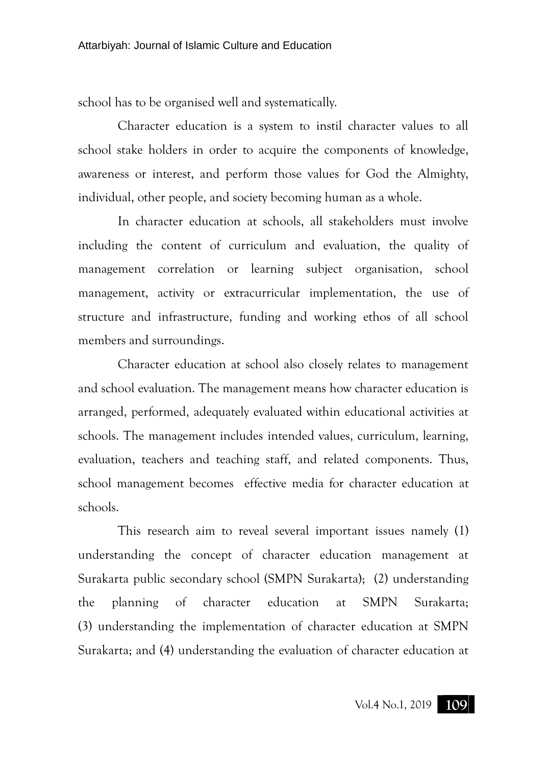school has to be organised well and systematically.

Character education is a system to instil character values to all school stake holders in order to acquire the components of knowledge, awareness or interest, and perform those values for God the Almighty, individual, other people, and society becoming human as a whole.

In character education at schools, all stakeholders must involve including the content of curriculum and evaluation, the quality of management correlation or learning subject organisation, school management, activity or extracurricular implementation, the use of structure and infrastructure, funding and working ethos of all school members and surroundings.

Character education at school also closely relates to management and school evaluation. The management means how character education is arranged, performed, adequately evaluated within educational activities at schools. The management includes intended values, curriculum, learning, evaluation, teachers and teaching staff, and related components. Thus, school management becomes effective media for character education at schools.

This research aim to reveal several important issues namely (1) understanding the concept of character education management at Surakarta public secondary school (SMPN Surakarta); (2) understanding the planning of character education at SMPN Surakarta; (3) understanding the implementation of character education at SMPN Surakarta; and (4) understanding the evaluation of character education at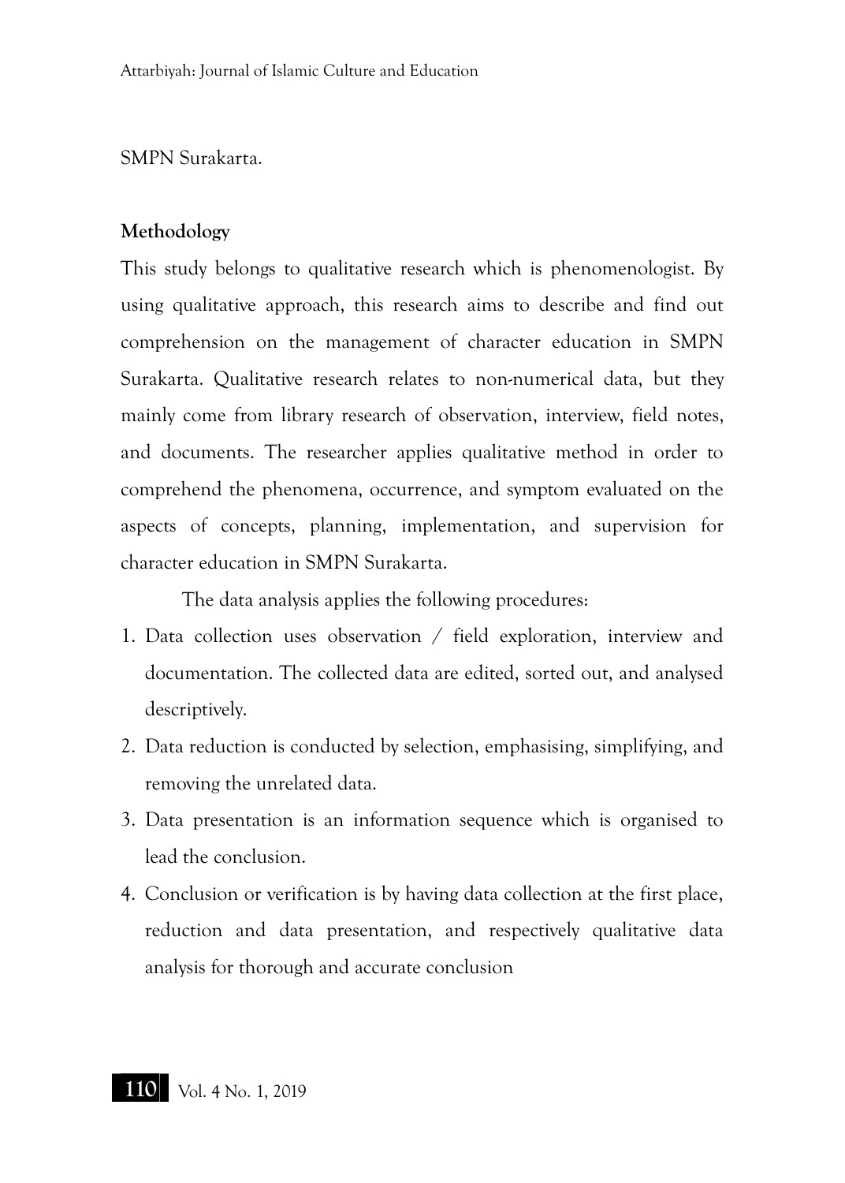SMPN Surakarta.

**Methodology**

This study belongs to qualitative research which is phenomenologist. By using qualitative approach, this research aims to describe and find out comprehension on the management of character education in SMPN Surakarta. Qualitative research relates to non-numerical data, but they mainly come from library research of observation, interview, field notes, and documents. The researcher applies qualitative method in order to comprehend the phenomena, occurrence, and symptom evaluated on the aspects of concepts, planning, implementation, and supervision for character education in SMPN Surakarta.

The data analysis applies the following procedures:

1. Data collection uses observation / field exploration, interview and documentation. The collected data are edited, sorted out, and analysed descriptively.
2. Data reduction is conducted by selection, emphasising, simplifying, and removing the unrelated data.
3. Data presentation is an information sequence which is organised to lead the conclusion.
4. Conclusion or verification is by having data collection at the first place, reduction and data presentation, and respectively qualitative data analysis for thorough and accurate conclusion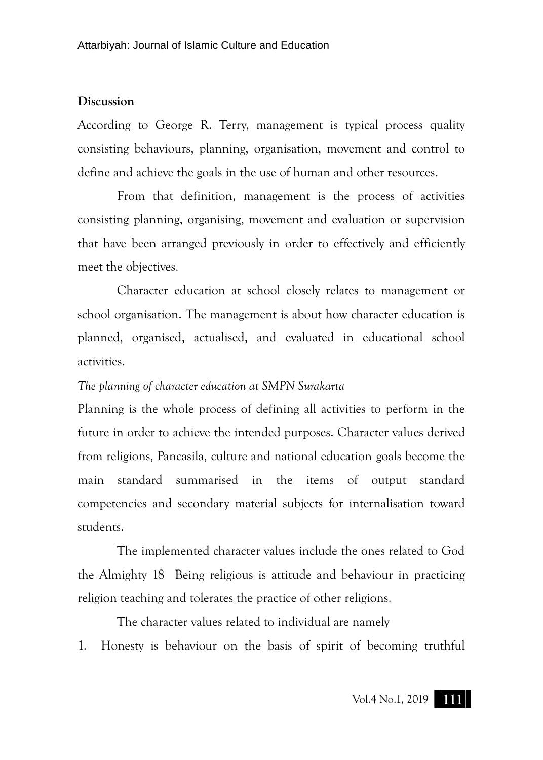**Discussion**

According to George R. Terry, management is typical process quality consisting behaviours, planning, organisation, movement and control to define and achieve the goals in the use of human and other resources.

From that definition, management is the process of activities consisting planning, organising, movement and evaluation or supervision that have been arranged previously in order to effectively and efficiently meet the objectives.

Character education at school closely relates to management or school organisation. The management is about how character education is planned, organised, actualised, and evaluated in educational school activities.

*The planning of character education at SMPN Surakarta*

Planning is the whole process of defining all activities to perform in the future in order to achieve the intended purposes. Character values derived from religions, Pancasila, culture and national education goals become the main standard summarised in the items of output standard competencies and secondary material subjects for internalisation toward students.

The implemented character values include the ones related to God the Almighty 18 Being religious is attitude and behaviour in practicing religion teaching and tolerates the practice of other religions.

The character values related to individual are namely

1. Honesty is behaviour on the basis of spirit of becoming truthful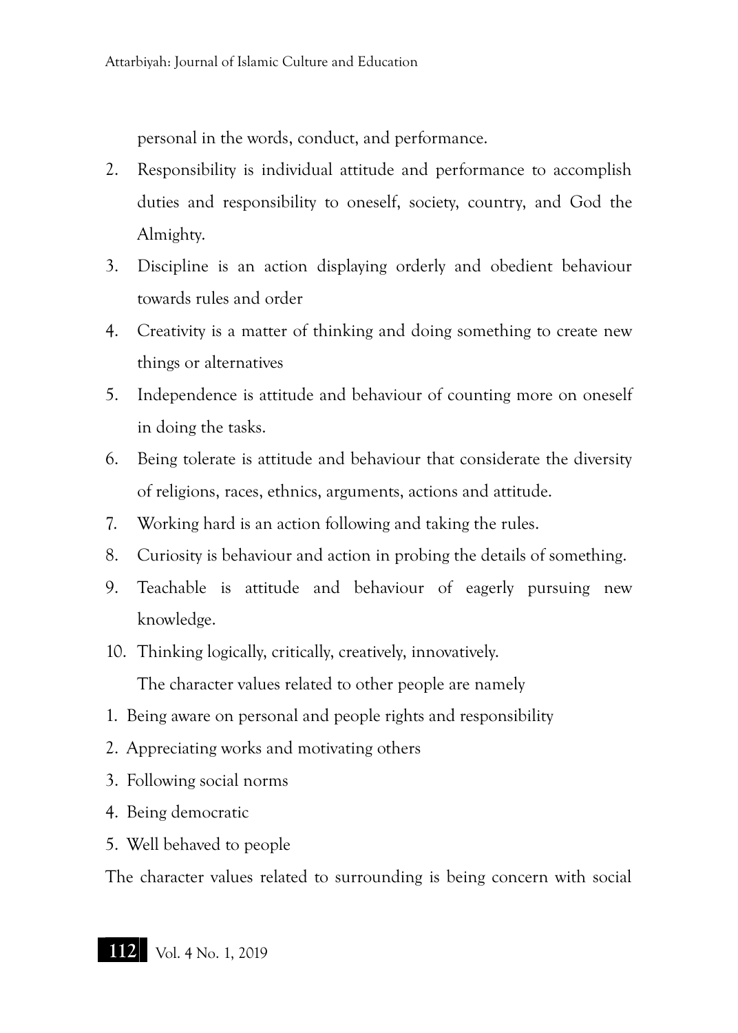personal in the words, conduct, and performance.

2. Responsibility is individual attitude and performance to accomplish duties and responsibility to oneself, society, country, and God the Almighty.
3. Discipline is an action displaying orderly and obedient behaviour towards rules and order
4. Creativity is a matter of thinking and doing something to create new things or alternatives
5. Independence is attitude and behaviour of counting more on oneself in doing the tasks.
6. Being tolerate is attitude and behaviour that considerate the diversity of religions, races, ethnics, arguments, actions and attitude.
7. Working hard is an action following and taking the rules.
8. Curiosity is behaviour and action in probing the details of something.
9. Teachable is attitude and behaviour of eagerly pursuing new knowledge.
10. Thinking logically, critically, creatively, innovatively.

The character values related to other people are namely

1. Being aware on personal and people rights and responsibility
2. Appreciating works and motivating others
3. Following social norms
4. Being democratic
5. Well behaved to people

The character values related to surrounding is being concern with social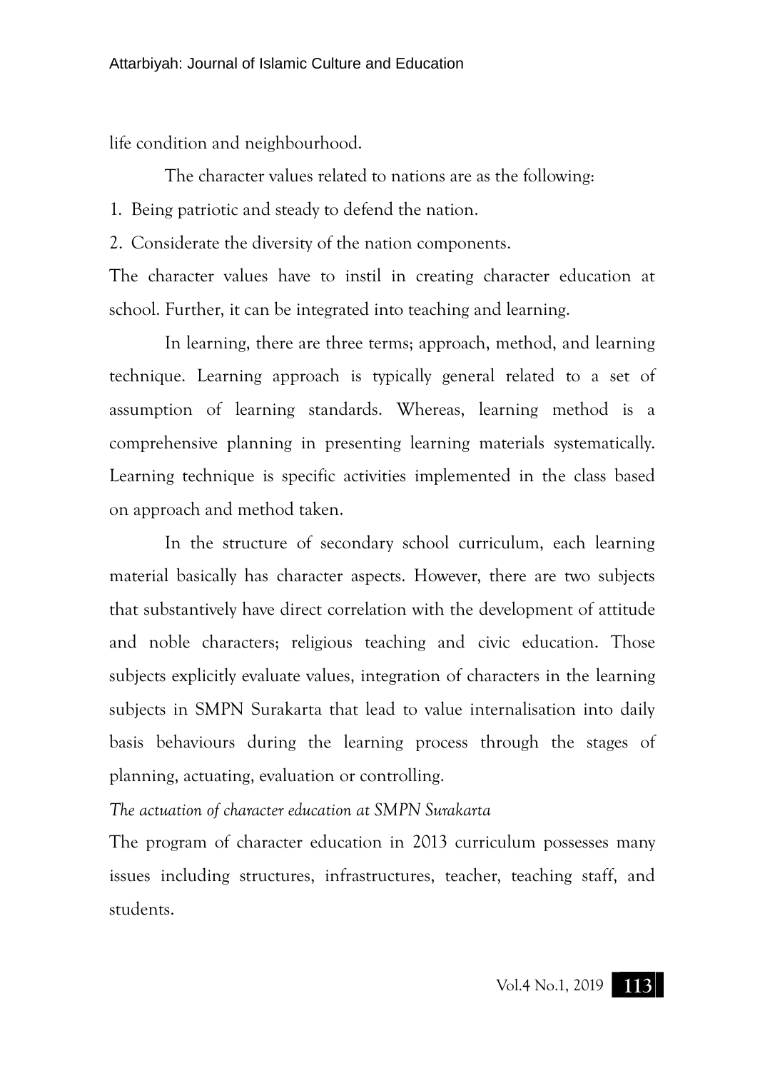life condition and neighbourhood.

The character values related to nations are as the following:

1. Being patriotic and steady to defend the nation.
2. Considerate the diversity of the nation components.

The character values have to instil in creating character education at school. Further, it can be integrated into teaching and learning.

In learning, there are three terms; approach, method, and learning technique. Learning approach is typically general related to a set of assumption of learning standards. Whereas, learning method is a comprehensive planning in presenting learning materials systematically. Learning technique is specific activities implemented in the class based on approach and method taken.

In the structure of secondary school curriculum, each learning material basically has character aspects. However, there are two subjects that substantively have direct correlation with the development of attitude and noble characters; religious teaching and civic education. Those subjects explicitly evaluate values, integration of characters in the learning subjects in SMPN Surakarta that lead to value internalisation into daily basis behaviours during the learning process through the stages of planning, actuating, evaluation or controlling.

*The actuation of character education at SMPN Surakarta*

The program of character education in 2013 curriculum possesses many issues including structures, infrastructures, teacher, teaching staff, and students.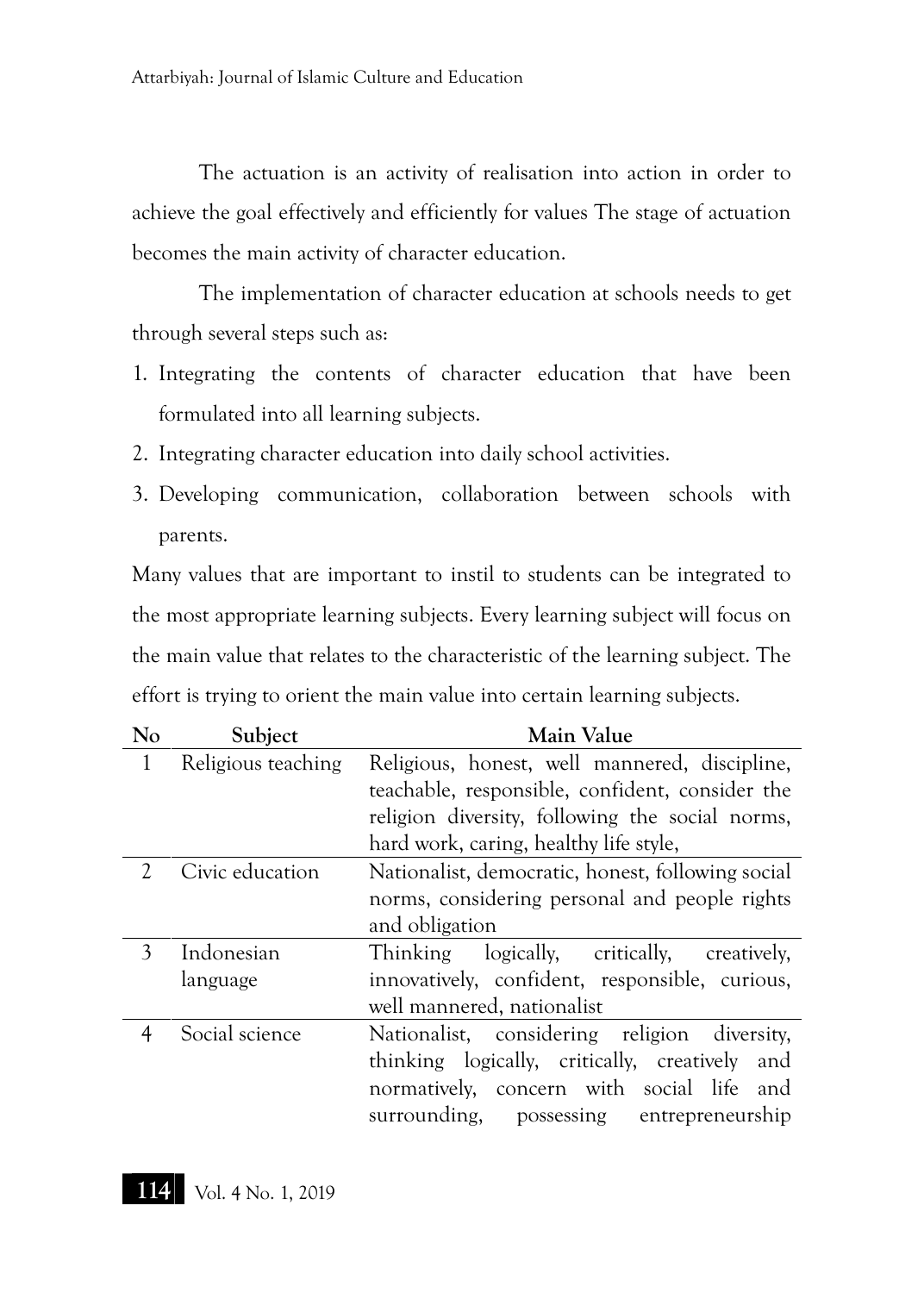The actuation is an activity of realisation into action in order to achieve the goal effectively and efficiently for values The stage of actuation becomes the main activity of character education.

The implementation of character education at schools needs to get through several steps such as:

1. Integrating the contents of character education that have been formulated into all learning subjects.
2. Integrating character education into daily school activities.
3. Developing communication, collaboration between schools with parents.

Many values that are important to instil to students can be integrated to the most appropriate learning subjects. Every learning subject will focus on the main value that relates to the characteristic of the learning subject. The effort is trying to orient the main value into certain learning subjects.

| No | Subject | Main Value |
|---|---|---|
| 1 | Religious teaching | Religious, honest, well mannered, discipline, teachable, responsible, confident, consider the religion diversity, following the social norms, hard work, caring, healthy life style, |
| 2 | Civic education | Nationalist, democratic, honest, following social norms, considering personal and people rights and obligation |
| 3 | Indonesian language | Thinking logically, critically, creatively, innovatively, confident, responsible, curious, well mannered, nationalist |
| 4 | Social science | Nationalist, considering religion diversity, thinking logically, critically, creatively and normatively, concern with social life and surrounding, possessing entrepreneurship |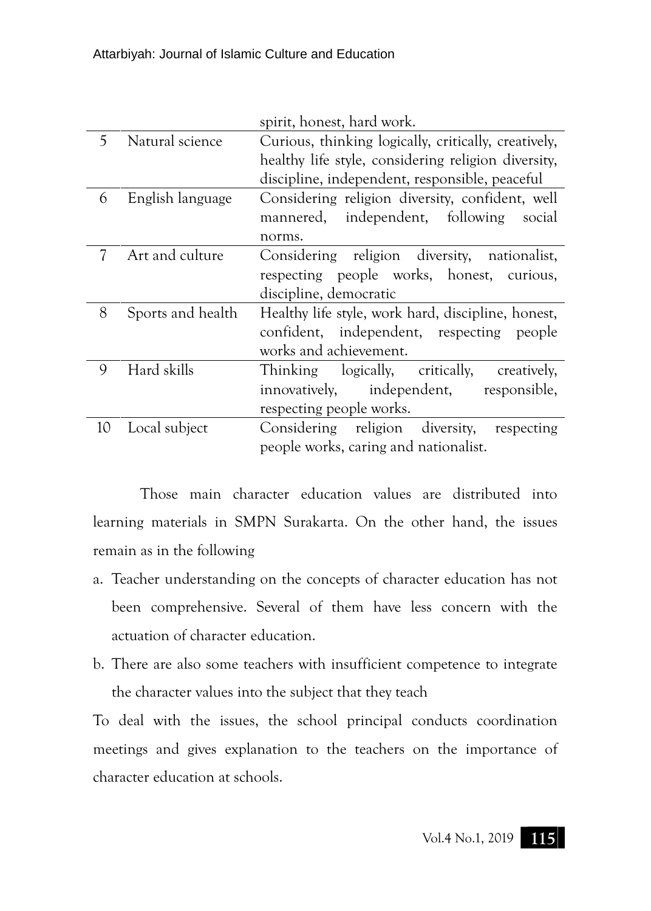|  |  | spirit, honest, hard work. |
|---|---|---|
| 5 | Natural science | Curious, thinking logically, critically, creatively, healthy life style, considering religion diversity, discipline, independent, responsible, peaceful |
| 6 | English language | Considering religion diversity, confident, well mannered, independent, following social norms. |
| 7 | Art and culture | Considering religion diversity, nationalist, respecting people works, honest, curious, discipline, democratic |
| 8 | Sports and health | Healthy life style, work hard, discipline, honest, confident, independent, respecting people works and achievement. |
| 9 | Hard skills | Thinking logically, critically, creatively, innovatively, independent, responsible, respecting people works. |
| 10 | Local subject | Considering religion diversity, respecting people works, caring and nationalist. |

Those main character education values are distributed into learning materials in SMPN Surakarta. On the other hand, the issues remain as in the following

a. Teacher understanding on the concepts of character education has not been comprehensive. Several of them have less concern with the actuation of character education.
b. There are also some teachers with insufficient competence to integrate the character values into the subject that they teach

To deal with the issues, the school principal conducts coordination meetings and gives explanation to the teachers on the importance of character education at schools.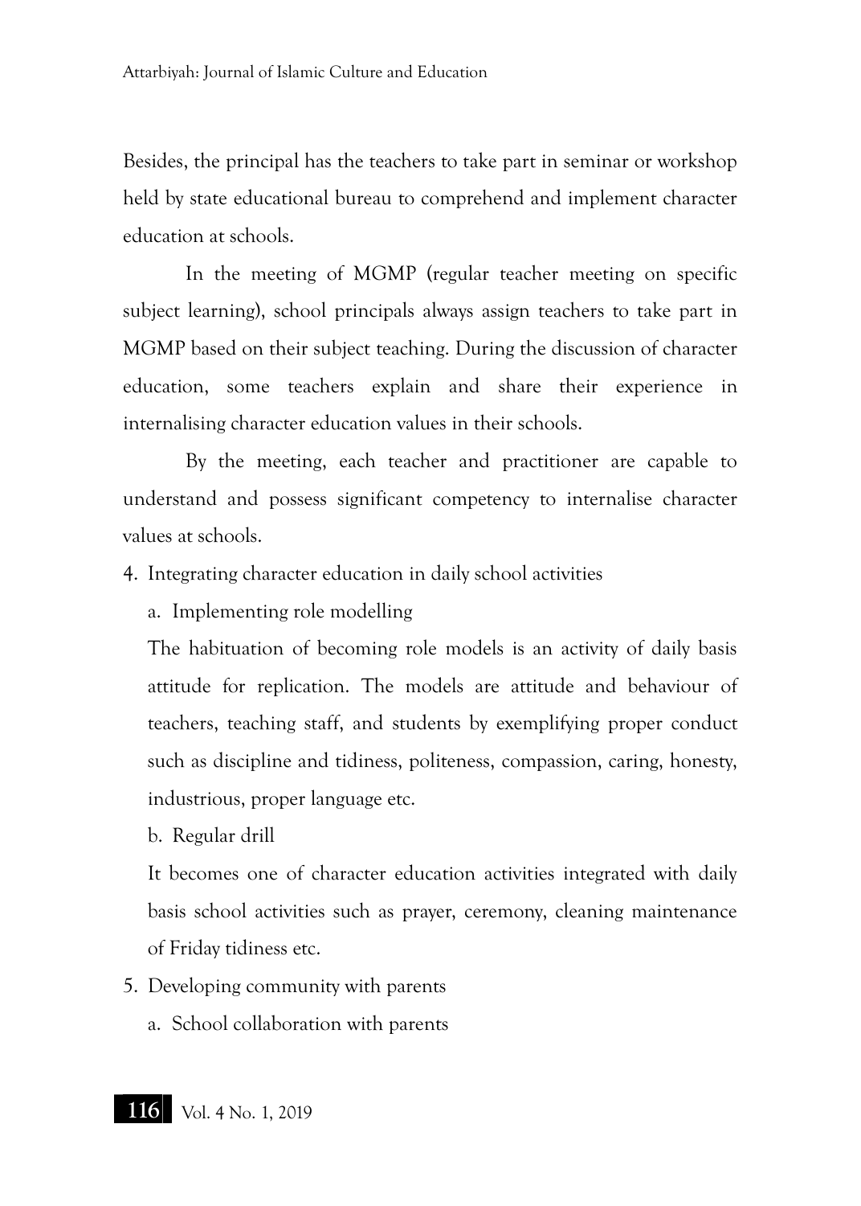Besides, the principal has the teachers to take part in seminar or workshop held by state educational bureau to comprehend and implement character education at schools.

In the meeting of MGMP (regular teacher meeting on specific subject learning), school principals always assign teachers to take part in MGMP based on their subject teaching. During the discussion of character education, some teachers explain and share their experience in internalising character education values in their schools.

By the meeting, each teacher and practitioner are capable to understand and possess significant competency to internalise character values at schools.

4. Integrating character education in daily school activities

   a. Implementing role modelling

   The habituation of becoming role models is an activity of daily basis attitude for replication. The models are attitude and behaviour of teachers, teaching staff, and students by exemplifying proper conduct such as discipline and tidiness, politeness, compassion, caring, honesty, industrious, proper language etc.

   b. Regular drill

   It becomes one of character education activities integrated with daily basis school activities such as prayer, ceremony, cleaning maintenance of Friday tidiness etc.

5. Developing community with parents

   a. School collaboration with parents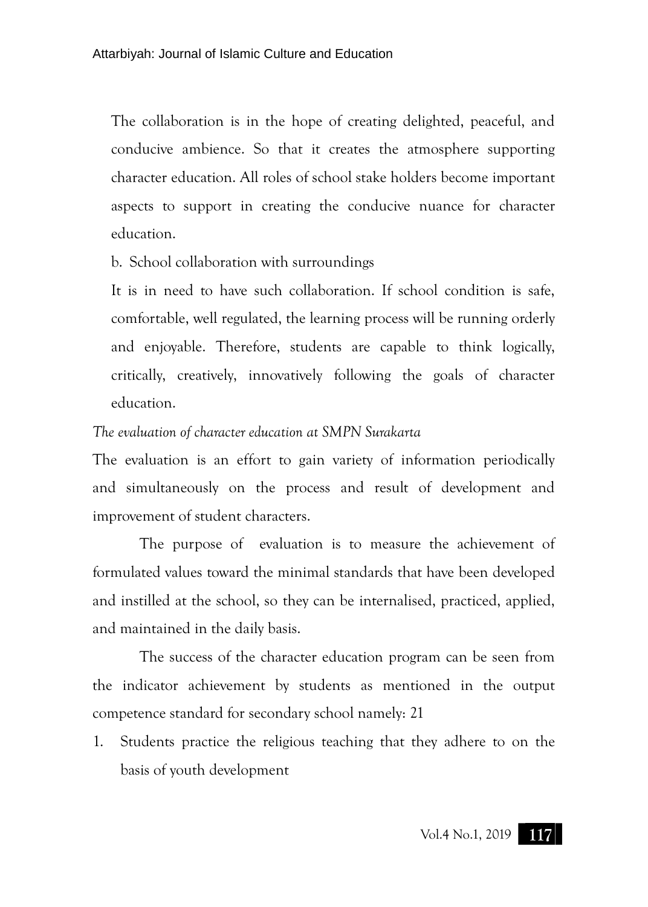The collaboration is in the hope of creating delighted, peaceful, and conducive ambience. So that it creates the atmosphere supporting character education. All roles of school stake holders become important aspects to support in creating the conducive nuance for character education.

b. School collaboration with surroundings

It is in need to have such collaboration. If school condition is safe, comfortable, well regulated, the learning process will be running orderly and enjoyable. Therefore, students are capable to think logically, critically, creatively, innovatively following the goals of character education.

*The evaluation of character education at SMPN Surakarta*

The evaluation is an effort to gain variety of information periodically and simultaneously on the process and result of development and improvement of student characters.

The purpose of evaluation is to measure the achievement of formulated values toward the minimal standards that have been developed and instilled at the school, so they can be internalised, practiced, applied, and maintained in the daily basis.

The success of the character education program can be seen from the indicator achievement by students as mentioned in the output competence standard for secondary school namely: 21

1. Students practice the religious teaching that they adhere to on the basis of youth development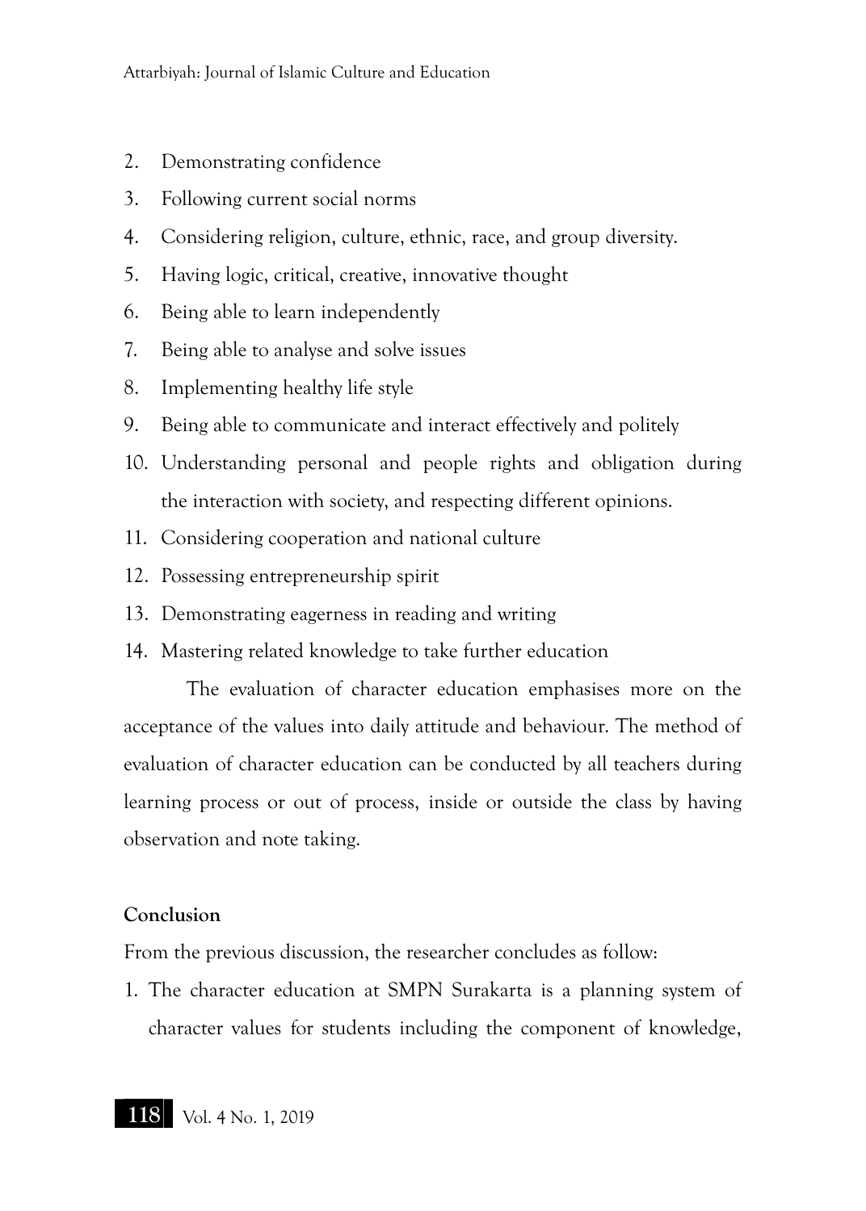2. Demonstrating confidence
3. Following current social norms
4. Considering religion, culture, ethnic, race, and group diversity.
5. Having logic, critical, creative, innovative thought
6. Being able to learn independently
7. Being able to analyse and solve issues
8. Implementing healthy life style
9. Being able to communicate and interact effectively and politely
10. Understanding personal and people rights and obligation during the interaction with society, and respecting different opinions.
11. Considering cooperation and national culture
12. Possessing entrepreneurship spirit
13. Demonstrating eagerness in reading and writing
14. Mastering related knowledge to take further education

The evaluation of character education emphasises more on the acceptance of the values into daily attitude and behaviour. The method of evaluation of character education can be conducted by all teachers during learning process or out of process, inside or outside the class by having observation and note taking.

**Conclusion**

From the previous discussion, the researcher concludes as follow:

1. The character education at SMPN Surakarta is a planning system of character values for students including the component of knowledge,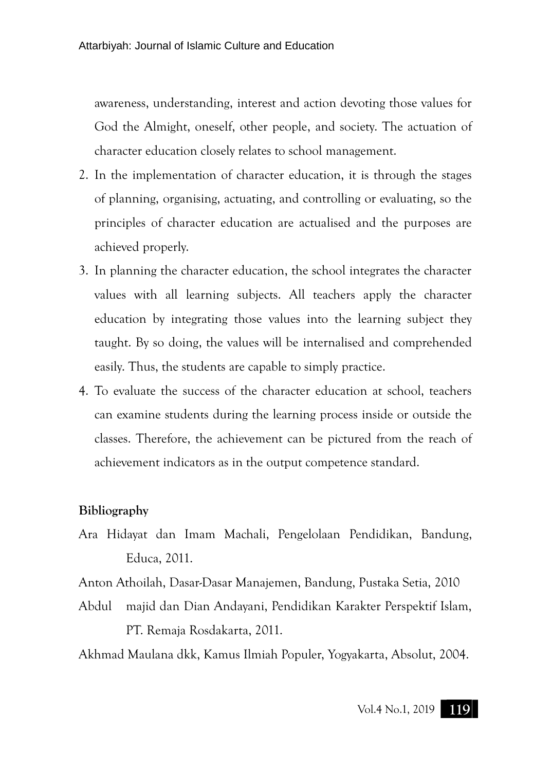awareness, understanding, interest and action devoting those values for God the Almight, oneself, other people, and society. The actuation of character education closely relates to school management.

2. In the implementation of character education, it is through the stages of planning, organising, actuating, and controlling or evaluating, so the principles of character education are actualised and the purposes are achieved properly.
3. In planning the character education, the school integrates the character values with all learning subjects. All teachers apply the character education by integrating those values into the learning subject they taught. By so doing, the values will be internalised and comprehended easily. Thus, the students are capable to simply practice.
4. To evaluate the success of the character education at school, teachers can examine students during the learning process inside or outside the classes. Therefore, the achievement can be pictured from the reach of achievement indicators as in the output competence standard.

**Bibliography**

Ara Hidayat dan Imam Machali, Pengelolaan Pendidikan, Bandung, Educa, 2011.

Anton Athoilah, Dasar-Dasar Manajemen, Bandung, Pustaka Setia, 2010

Abdul majid dan Dian Andayani, Pendidikan Karakter Perspektif Islam, PT. Remaja Rosdakarta, 2011.

Akhmad Maulana dkk, Kamus Ilmiah Populer, Yogyakarta, Absolut, 2004.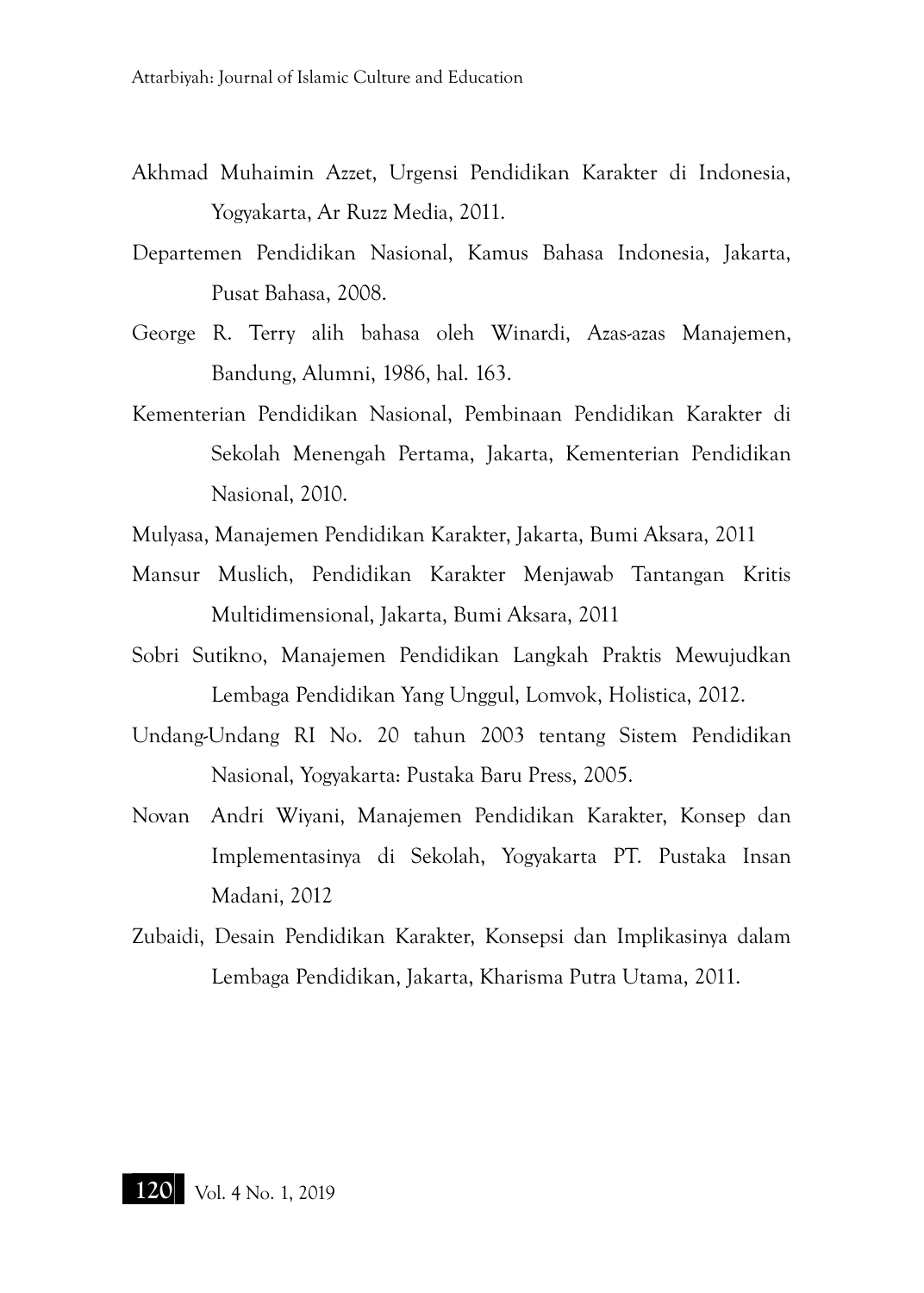Akhmad Muhaimin Azzet, Urgensi Pendidikan Karakter di Indonesia, Yogyakarta, Ar Ruzz Media, 2011.

Departemen Pendidikan Nasional, Kamus Bahasa Indonesia, Jakarta, Pusat Bahasa, 2008.

George R. Terry alih bahasa oleh Winardi, Azas-azas Manajemen, Bandung, Alumni, 1986, hal. 163.

Kementerian Pendidikan Nasional, Pembinaan Pendidikan Karakter di Sekolah Menengah Pertama, Jakarta, Kementerian Pendidikan Nasional, 2010.

Mulyasa, Manajemen Pendidikan Karakter, Jakarta, Bumi Aksara, 2011

Mansur Muslich, Pendidikan Karakter Menjawab Tantangan Kritis Multidimensional, Jakarta, Bumi Aksara, 2011

Sobri Sutikno, Manajemen Pendidikan Langkah Praktis Mewujudkan Lembaga Pendidikan Yang Unggul, Lomvok, Holistica, 2012.

Undang-Undang RI No. 20 tahun 2003 tentang Sistem Pendidikan Nasional, Yogyakarta: Pustaka Baru Press, 2005.

Novan Andri Wiyani, Manajemen Pendidikan Karakter, Konsep dan Implementasinya di Sekolah, Yogyakarta PT. Pustaka Insan Madani, 2012

Zubaidi, Desain Pendidikan Karakter, Konsepsi dan Implikasinya dalam Lembaga Pendidikan, Jakarta, Kharisma Putra Utama, 2011.